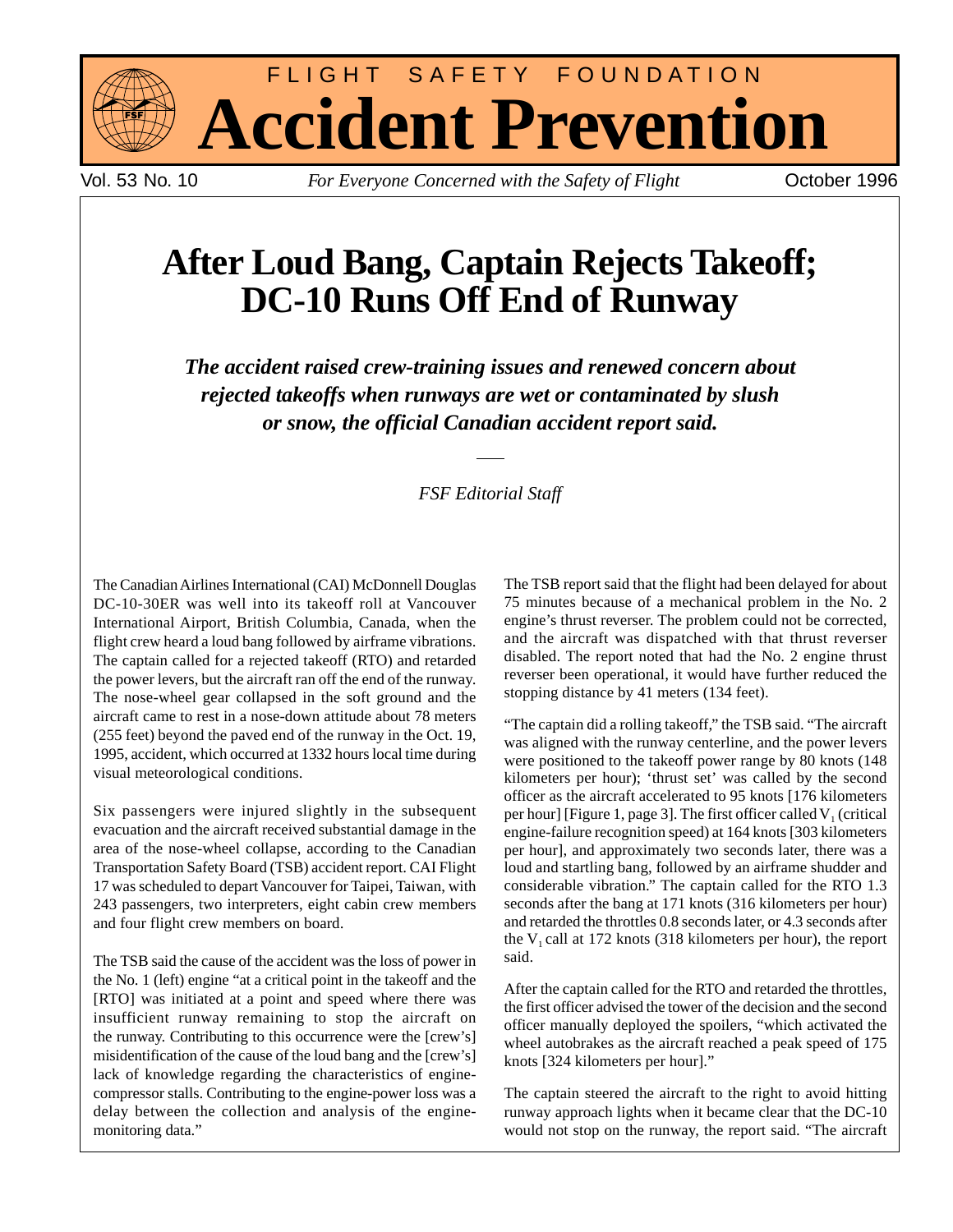# FLIGHT SAFETY FOUNDATION
# Accident Prevention

Vol. 53 No. 10 *For Everyone Concerned with the Safety of Flight* October 1996

## After Loud Bang, Captain Rejects Takeoff; DC-10 Runs Off End of Runway

***The accident raised crew-training issues and renewed concern about rejected takeoffs when runways are wet or contaminated by slush or snow, the official Canadian accident report said.***

*FSF Editorial Staff*

The Canadian Airlines International (CAI) McDonnell Douglas DC-10-30ER was well into its takeoff roll at Vancouver International Airport, British Columbia, Canada, when the flight crew heard a loud bang followed by airframe vibrations. The captain called for a rejected takeoff (RTO) and retarded the power levers, but the aircraft ran off the end of the runway. The nose-wheel gear collapsed in the soft ground and the aircraft came to rest in a nose-down attitude about 78 meters (255 feet) beyond the paved end of the runway in the Oct. 19, 1995, accident, which occurred at 1332 hours local time during visual meteorological conditions.

Six passengers were injured slightly in the subsequent evacuation and the aircraft received substantial damage in the area of the nose-wheel collapse, according to the Canadian Transportation Safety Board (TSB) accident report. CAI Flight 17 was scheduled to depart Vancouver for Taipei, Taiwan, with 243 passengers, two interpreters, eight cabin crew members and four flight crew members on board.

The TSB said the cause of the accident was the loss of power in the No. 1 (left) engine "at a critical point in the takeoff and the [RTO] was initiated at a point and speed where there was insufficient runway remaining to stop the aircraft on the runway. Contributing to this occurrence were the [crew's] misidentification of the cause of the loud bang and the [crew's] lack of knowledge regarding the characteristics of engine-compressor stalls. Contributing to the engine-power loss was a delay between the collection and analysis of the engine-monitoring data."

The TSB report said that the flight had been delayed for about 75 minutes because of a mechanical problem in the No. 2 engine's thrust reverser. The problem could not be corrected, and the aircraft was dispatched with that thrust reverser disabled. The report noted that had the No. 2 engine thrust reverser been operational, it would have further reduced the stopping distance by 41 meters (134 feet).

"The captain did a rolling takeoff," the TSB said. "The aircraft was aligned with the runway centerline, and the power levers were positioned to the takeoff power range by 80 knots (148 kilometers per hour); 'thrust set' was called by the second officer as the aircraft accelerated to 95 knots [176 kilometers per hour] [Figure 1, page 3]. The first officer called $V_1$ (critical engine-failure recognition speed) at 164 knots [303 kilometers per hour], and approximately two seconds later, there was a loud and startling bang, followed by an airframe shudder and considerable vibration." The captain called for the RTO 1.3 seconds after the bang at 171 knots (316 kilometers per hour) and retarded the throttles 0.8 seconds later, or 4.3 seconds after the $V_1$ call at 172 knots (318 kilometers per hour), the report said.

After the captain called for the RTO and retarded the throttles, the first officer advised the tower of the decision and the second officer manually deployed the spoilers, "which activated the wheel autobrakes as the aircraft reached a peak speed of 175 knots [324 kilometers per hour]."

The captain steered the aircraft to the right to avoid hitting runway approach lights when it became clear that the DC-10 would not stop on the runway, the report said. "The aircraft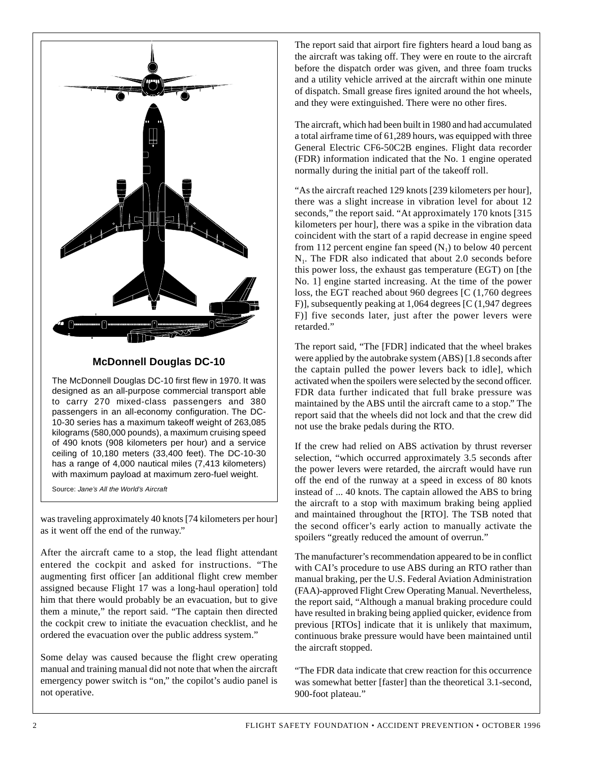### McDonnell Douglas DC-10

The McDonnell Douglas DC-10 first flew in 1970. It was designed as an all-purpose commercial transport able to carry 270 mixed-class passengers and 380 passengers in an all-economy configuration. The DC-10-30 series has a maximum takeoff weight of 263,085 kilograms (580,000 pounds), a maximum cruising speed of 490 knots (908 kilometers per hour) and a service ceiling of 10,180 meters (33,400 feet). The DC-10-30 has a range of 4,000 nautical miles (7,413 kilometers) with maximum payload at maximum zero-fuel weight.

Source: *Jane's All the World's Aircraft*

was traveling approximately 40 knots [74 kilometers per hour] as it went off the end of the runway."

After the aircraft came to a stop, the lead flight attendant entered the cockpit and asked for instructions. "The augmenting first officer [an additional flight crew member assigned because Flight 17 was a long-haul operation] told him that there would probably be an evacuation, but to give them a minute," the report said. "The captain then directed the cockpit crew to initiate the evacuation checklist, and he ordered the evacuation over the public address system."

Some delay was caused because the flight crew operating manual and training manual did not note that when the aircraft emergency power switch is "on," the copilot's audio panel is not operative.

The report said that airport fire fighters heard a loud bang as the aircraft was taking off. They were en route to the aircraft before the dispatch order was given, and three foam trucks and a utility vehicle arrived at the aircraft within one minute of dispatch. Small grease fires ignited around the hot wheels, and they were extinguished. There were no other fires.

The aircraft, which had been built in 1980 and had accumulated a total airframe time of 61,289 hours, was equipped with three General Electric CF6-50C2B engines. Flight data recorder (FDR) information indicated that the No. 1 engine operated normally during the initial part of the takeoff roll.

"As the aircraft reached 129 knots [239 kilometers per hour], there was a slight increase in vibration level for about 12 seconds," the report said. "At approximately 170 knots [315 kilometers per hour], there was a spike in the vibration data coincident with the start of a rapid decrease in engine speed from 112 percent engine fan speed ($N_1$) to below 40 percent $N_1$. The FDR also indicated that about 2.0 seconds before this power loss, the exhaust gas temperature (EGT) on [the No. 1] engine started increasing. At the time of the power loss, the EGT reached about 960 degrees [C (1,760 degrees F)], subsequently peaking at 1,064 degrees [C (1,947 degrees F)] five seconds later, just after the power levers were retarded."

The report said, "The [FDR] indicated that the wheel brakes were applied by the autobrake system (ABS) [1.8 seconds after the captain pulled the power levers back to idle], which activated when the spoilers were selected by the second officer. FDR data further indicated that full brake pressure was maintained by the ABS until the aircraft came to a stop." The report said that the wheels did not lock and that the crew did not use the brake pedals during the RTO.

If the crew had relied on ABS activation by thrust reverser selection, "which occurred approximately 3.5 seconds after the power levers were retarded, the aircraft would have run off the end of the runway at a speed in excess of 80 knots instead of ... 40 knots. The captain allowed the ABS to bring the aircraft to a stop with maximum braking being applied and maintained throughout the [RTO]. The TSB noted that the second officer's early action to manually activate the spoilers "greatly reduced the amount of overrun."

The manufacturer's recommendation appeared to be in conflict with CAI's procedure to use ABS during an RTO rather than manual braking, per the U.S. Federal Aviation Administration (FAA)-approved Flight Crew Operating Manual. Nevertheless, the report said, "Although a manual braking procedure could have resulted in braking being applied quicker, evidence from previous [RTOs] indicate that it is unlikely that maximum, continuous brake pressure would have been maintained until the aircraft stopped.

"The FDR data indicate that crew reaction for this occurrence was somewhat better [faster] than the theoretical 3.1-second, 900-foot plateau."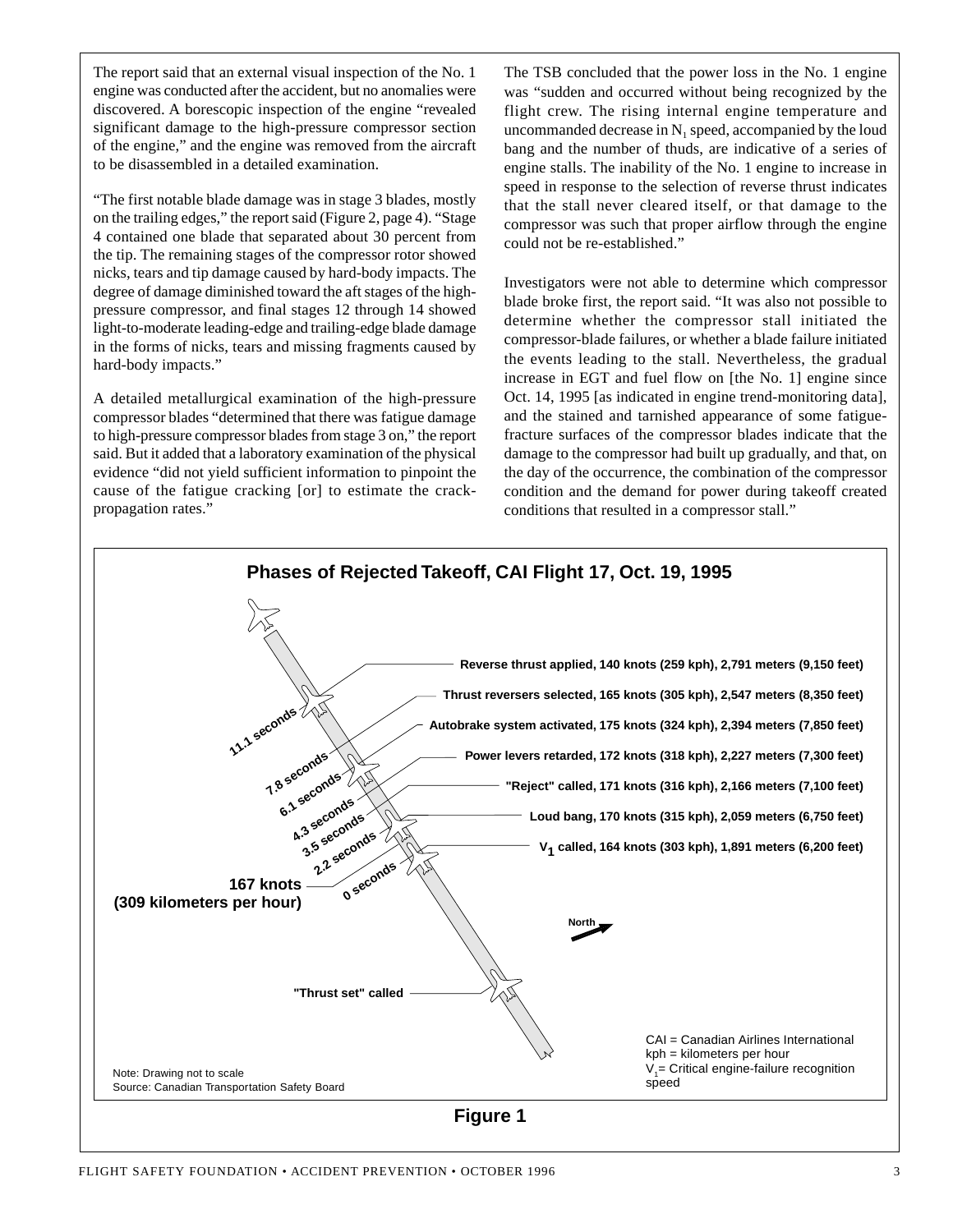The report said that an external visual inspection of the No. 1 engine was conducted after the accident, but no anomalies were discovered. A borescopic inspection of the engine "revealed significant damage to the high-pressure compressor section of the engine," and the engine was removed from the aircraft to be disassembled in a detailed examination.

"The first notable blade damage was in stage 3 blades, mostly on the trailing edges," the report said (Figure 2, page 4). "Stage 4 contained one blade that separated about 30 percent from the tip. The remaining stages of the compressor rotor showed nicks, tears and tip damage caused by hard-body impacts. The degree of damage diminished toward the aft stages of the high-pressure compressor, and final stages 12 through 14 showed light-to-moderate leading-edge and trailing-edge blade damage in the forms of nicks, tears and missing fragments caused by hard-body impacts."

A detailed metallurgical examination of the high-pressure compressor blades "determined that there was fatigue damage to high-pressure compressor blades from stage 3 on," the report said. But it added that a laboratory examination of the physical evidence "did not yield sufficient information to pinpoint the cause of the fatigue cracking [or] to estimate the crack-propagation rates."

The TSB concluded that the power loss in the No. 1 engine was "sudden and occurred without being recognized by the flight crew. The rising internal engine temperature and uncommanded decrease in $N_1$ speed, accompanied by the loud bang and the number of thuds, are indicative of a series of engine stalls. The inability of the No. 1 engine to increase in speed in response to the selection of reverse thrust indicates that the stall never cleared itself, or that damage to the compressor was such that proper airflow through the engine could not be re-established."

Investigators were not able to determine which compressor blade broke first, the report said. "It was also not possible to determine whether the compressor stall initiated the compressor-blade failures, or whether a blade failure initiated the events leading to the stall. Nevertheless, the gradual increase in EGT and fuel flow on [the No. 1] engine since Oct. 14, 1995 [as indicated in engine trend-monitoring data], and the stained and tarnished appearance of some fatigue-fracture surfaces of the compressor blades indicate that the damage to the compressor had built up gradually, and that, on the day of the occurrence, the combination of the compressor condition and the demand for power during takeoff created conditions that resulted in a compressor stall."

**Phases of Rejected Takeoff, CAI Flight 17, Oct. 19, 1995**

- Reverse thrust applied, 140 knots (259 kph), 2,791 meters (9,150 feet) — 11.1 seconds
- Thrust reversers selected, 165 knots (305 kph), 2,547 meters (8,350 feet) — 7.8 seconds
- Autobrake system activated, 175 knots (324 kph), 2,394 meters (7,850 feet) — 6.1 seconds
- Power levers retarded, 172 knots (318 kph), 2,227 meters (7,300 feet) — 4.3 seconds
- "Reject" called, 171 knots (316 kph), 2,166 meters (7,100 feet) — 3.5 seconds
- Loud bang, 170 knots (315 kph), 2,059 meters (6,750 feet) — 2.2 seconds
- $V_1$ called, 164 knots (303 kph), 1,891 meters (6,200 feet) — 0 seconds
- 167 knots (309 kilometers per hour)
- "Thrust set" called

North

CAI = Canadian Airlines International
kph = kilometers per hour
$V_1$ = Critical engine-failure recognition speed

Note: Drawing not to scale
Source: Canadian Transportation Safety Board

**Figure 1**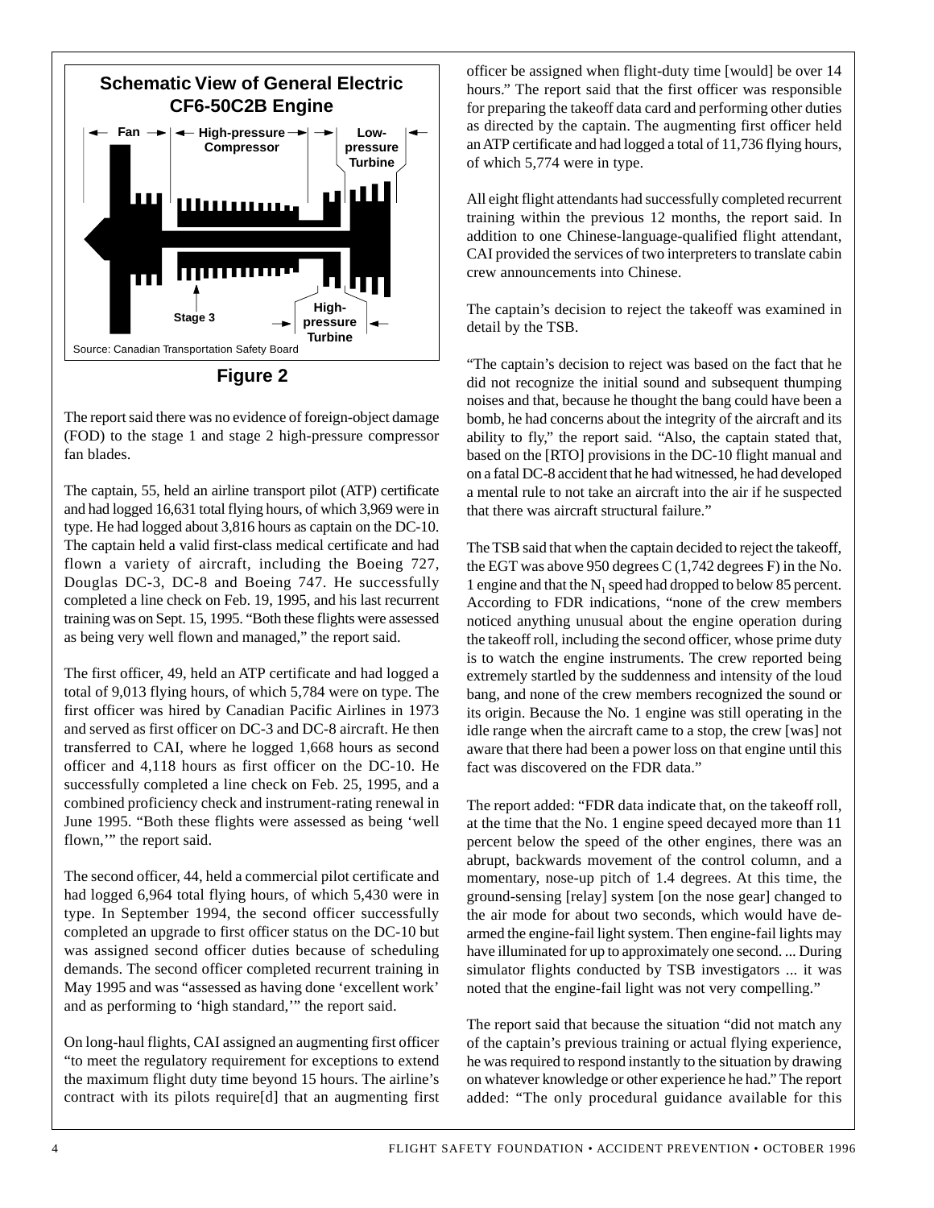**Schematic View of General Electric CF6-50C2B Engine**

Fan — High-pressure Compressor — Low-pressure Turbine

Stage 3 — High-pressure Turbine

Source: Canadian Transportation Safety Board

**Figure 2**

The report said there was no evidence of foreign-object damage (FOD) to the stage 1 and stage 2 high-pressure compressor fan blades.

The captain, 55, held an airline transport pilot (ATP) certificate and had logged 16,631 total flying hours, of which 3,969 were in type. He had logged about 3,816 hours as captain on the DC-10. The captain held a valid first-class medical certificate and had flown a variety of aircraft, including the Boeing 727, Douglas DC-3, DC-8 and Boeing 747. He successfully completed a line check on Feb. 19, 1995, and his last recurrent training was on Sept. 15, 1995. "Both these flights were assessed as being very well flown and managed," the report said.

The first officer, 49, held an ATP certificate and had logged a total of 9,013 flying hours, of which 5,784 were on type. The first officer was hired by Canadian Pacific Airlines in 1973 and served as first officer on DC-3 and DC-8 aircraft. He then transferred to CAI, where he logged 1,668 hours as second officer and 4,118 hours as first officer on the DC-10. He successfully completed a line check on Feb. 25, 1995, and a combined proficiency check and instrument-rating renewal in June 1995. "Both these flights were assessed as being 'well flown,'" the report said.

The second officer, 44, held a commercial pilot certificate and had logged 6,964 total flying hours, of which 5,430 were in type. In September 1994, the second officer successfully completed an upgrade to first officer status on the DC-10 but was assigned second officer duties because of scheduling demands. The second officer completed recurrent training in May 1995 and was "assessed as having done 'excellent work' and as performing to 'high standard,'" the report said.

On long-haul flights, CAI assigned an augmenting first officer "to meet the regulatory requirement for exceptions to extend the maximum flight duty time beyond 15 hours. The airline's contract with its pilots require[d] that an augmenting first officer be assigned when flight-duty time [would] be over 14 hours." The report said that the first officer was responsible for preparing the takeoff data card and performing other duties as directed by the captain. The augmenting first officer held an ATP certificate and had logged a total of 11,736 flying hours, of which 5,774 were in type.

All eight flight attendants had successfully completed recurrent training within the previous 12 months, the report said. In addition to one Chinese-language-qualified flight attendant, CAI provided the services of two interpreters to translate cabin crew announcements into Chinese.

The captain's decision to reject the takeoff was examined in detail by the TSB.

"The captain's decision to reject was based on the fact that he did not recognize the initial sound and subsequent thumping noises and that, because he thought the bang could have been a bomb, he had concerns about the integrity of the aircraft and its ability to fly," the report said. "Also, the captain stated that, based on the [RTO] provisions in the DC-10 flight manual and on a fatal DC-8 accident that he had witnessed, he had developed a mental rule to not take an aircraft into the air if he suspected that there was aircraft structural failure."

The TSB said that when the captain decided to reject the takeoff, the EGT was above 950 degrees C (1,742 degrees F) in the No. 1 engine and that the $N_1$ speed had dropped to below 85 percent. According to FDR indications, "none of the crew members noticed anything unusual about the engine operation during the takeoff roll, including the second officer, whose prime duty is to watch the engine instruments. The crew reported being extremely startled by the suddenness and intensity of the loud bang, and none of the crew members recognized the sound or its origin. Because the No. 1 engine was still operating in the idle range when the aircraft came to a stop, the crew [was] not aware that there had been a power loss on that engine until this fact was discovered on the FDR data."

The report added: "FDR data indicate that, on the takeoff roll, at the time that the No. 1 engine speed decayed more than 11 percent below the speed of the other engines, there was an abrupt, backwards movement of the control column, and a momentary, nose-up pitch of 1.4 degrees. At this time, the ground-sensing [relay] system [on the nose gear] changed to the air mode for about two seconds, which would have de-armed the engine-fail light system. Then engine-fail lights may have illuminated for up to approximately one second. ... During simulator flights conducted by TSB investigators ... it was noted that the engine-fail light was not very compelling."

The report said that because the situation "did not match any of the captain's previous training or actual flying experience, he was required to respond instantly to the situation by drawing on whatever knowledge or other experience he had." The report added: "The only procedural guidance available for this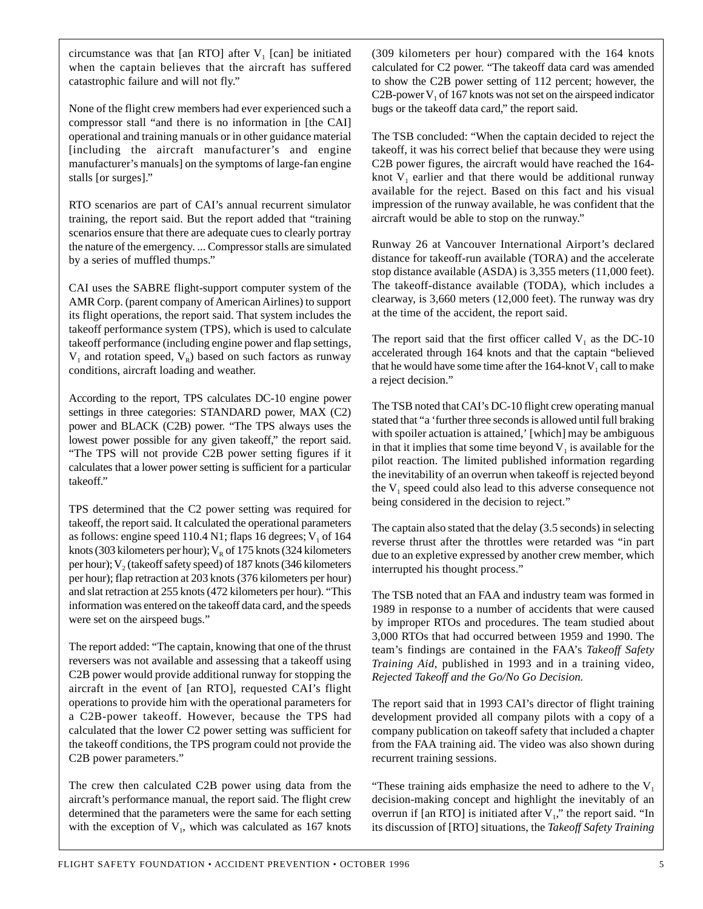circumstance was that [an RTO] after $V_1$ [can] be initiated when the captain believes that the aircraft has suffered catastrophic failure and will not fly."

None of the flight crew members had ever experienced such a compressor stall "and there is no information in [the CAI] operational and training manuals or in other guidance material [including the aircraft manufacturer's and engine manufacturer's manuals] on the symptoms of large-fan engine stalls [or surges]."

RTO scenarios are part of CAI's annual recurrent simulator training, the report said. But the report added that "training scenarios ensure that there are adequate cues to clearly portray the nature of the emergency. ... Compressor stalls are simulated by a series of muffled thumps."

CAI uses the SABRE flight-support computer system of the AMR Corp. (parent company of American Airlines) to support its flight operations, the report said. That system includes the takeoff performance system (TPS), which is used to calculate takeoff performance (including engine power and flap settings, $V_1$ and rotation speed, $V_R$) based on such factors as runway conditions, aircraft loading and weather.

According to the report, TPS calculates DC-10 engine power settings in three categories: STANDARD power, MAX (C2) power and BLACK (C2B) power. "The TPS always uses the lowest power possible for any given takeoff," the report said. "The TPS will not provide C2B power setting figures if it calculates that a lower power setting is sufficient for a particular takeoff."

TPS determined that the C2 power setting was required for takeoff, the report said. It calculated the operational parameters as follows: engine speed 110.4 N1; flaps 16 degrees; $V_1$ of 164 knots (303 kilometers per hour); $V_R$ of 175 knots (324 kilometers per hour); $V_2$ (takeoff safety speed) of 187 knots (346 kilometers per hour); flap retraction at 203 knots (376 kilometers per hour) and slat retraction at 255 knots (472 kilometers per hour). "This information was entered on the takeoff data card, and the speeds were set on the airspeed bugs."

The report added: "The captain, knowing that one of the thrust reversers was not available and assessing that a takeoff using C2B power would provide additional runway for stopping the aircraft in the event of [an RTO], requested CAI's flight operations to provide him with the operational parameters for a C2B-power takeoff. However, because the TPS had calculated that the lower C2 power setting was sufficient for the takeoff conditions, the TPS program could not provide the C2B power parameters."

The crew then calculated C2B power using data from the aircraft's performance manual, the report said. The flight crew determined that the parameters were the same for each setting with the exception of $V_1$, which was calculated as 167 knots (309 kilometers per hour) compared with the 164 knots calculated for C2 power. "The takeoff data card was amended to show the C2B power setting of 112 percent; however, the C2B-power $V_1$ of 167 knots was not set on the airspeed indicator bugs or the takeoff data card," the report said.

The TSB concluded: "When the captain decided to reject the takeoff, it was his correct belief that because they were using C2B power figures, the aircraft would have reached the 164-knot $V_1$ earlier and that there would be additional runway available for the reject. Based on this fact and his visual impression of the runway available, he was confident that the aircraft would be able to stop on the runway."

Runway 26 at Vancouver International Airport's declared distance for takeoff-run available (TORA) and the accelerate stop distance available (ASDA) is 3,355 meters (11,000 feet). The takeoff-distance available (TODA), which includes a clearway, is 3,660 meters (12,000 feet). The runway was dry at the time of the accident, the report said.

The report said that the first officer called $V_1$ as the DC-10 accelerated through 164 knots and that the captain "believed that he would have some time after the 164-knot $V_1$ call to make a reject decision."

The TSB noted that CAI's DC-10 flight crew operating manual stated that "a 'further three seconds is allowed until full braking with spoiler actuation is attained,' [which] may be ambiguous in that it implies that some time beyond $V_1$ is available for the pilot reaction. The limited published information regarding the inevitability of an overrun when takeoff is rejected beyond the $V_1$ speed could also lead to this adverse consequence not being considered in the decision to reject."

The captain also stated that the delay (3.5 seconds) in selecting reverse thrust after the throttles were retarded was "in part due to an expletive expressed by another crew member, which interrupted his thought process."

The TSB noted that an FAA and industry team was formed in 1989 in response to a number of accidents that were caused by improper RTOs and procedures. The team studied about 3,000 RTOs that had occurred between 1959 and 1990. The team's findings are contained in the FAA's *Takeoff Safety Training Aid*, published in 1993 and in a training video, *Rejected Takeoff and the Go/No Go Decision.*

The report said that in 1993 CAI's director of flight training development provided all company pilots with a copy of a company publication on takeoff safety that included a chapter from the FAA training aid. The video was also shown during recurrent training sessions.

"These training aids emphasize the need to adhere to the $V_1$ decision-making concept and highlight the inevitably of an overrun if [an RTO] is initiated after $V_1$," the report said. "In its discussion of [RTO] situations, the *Takeoff Safety Training*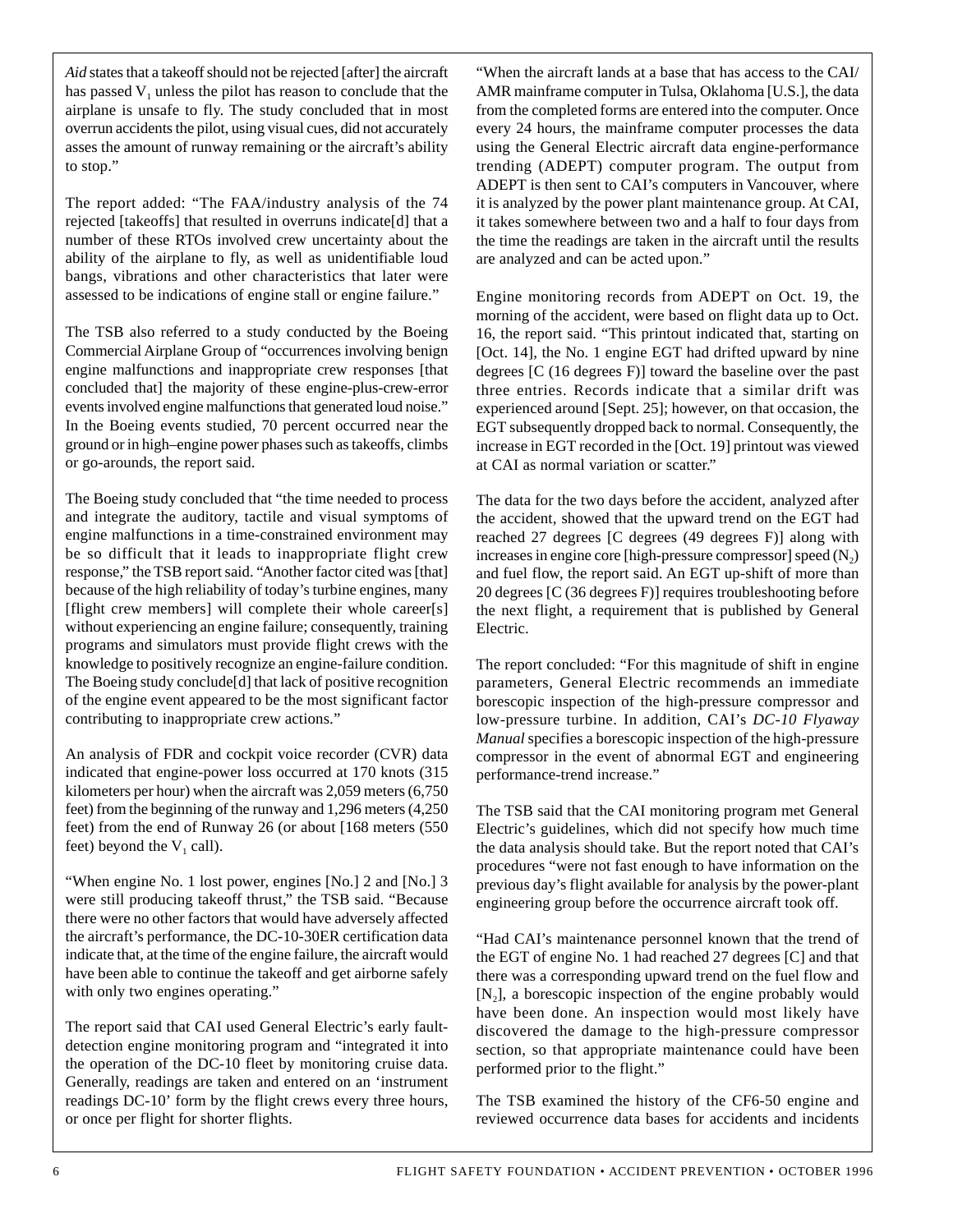*Aid* states that a takeoff should not be rejected [after] the aircraft has passed $V_1$ unless the pilot has reason to conclude that the airplane is unsafe to fly. The study concluded that in most overrun accidents the pilot, using visual cues, did not accurately asses the amount of runway remaining or the aircraft's ability to stop."

The report added: "The FAA/industry analysis of the 74 rejected [takeoffs] that resulted in overruns indicate[d] that a number of these RTOs involved crew uncertainty about the ability of the airplane to fly, as well as unidentifiable loud bangs, vibrations and other characteristics that later were assessed to be indications of engine stall or engine failure."

The TSB also referred to a study conducted by the Boeing Commercial Airplane Group of "occurrences involving benign engine malfunctions and inappropriate crew responses [that concluded that] the majority of these engine-plus-crew-error events involved engine malfunctions that generated loud noise." In the Boeing events studied, 70 percent occurred near the ground or in high–engine power phases such as takeoffs, climbs or go-arounds, the report said.

The Boeing study concluded that "the time needed to process and integrate the auditory, tactile and visual symptoms of engine malfunctions in a time-constrained environment may be so difficult that it leads to inappropriate flight crew response," the TSB report said. "Another factor cited was [that] because of the high reliability of today's turbine engines, many [flight crew members] will complete their whole career[s] without experiencing an engine failure; consequently, training programs and simulators must provide flight crews with the knowledge to positively recognize an engine-failure condition. The Boeing study conclude[d] that lack of positive recognition of the engine event appeared to be the most significant factor contributing to inappropriate crew actions."

An analysis of FDR and cockpit voice recorder (CVR) data indicated that engine-power loss occurred at 170 knots (315 kilometers per hour) when the aircraft was 2,059 meters (6,750 feet) from the beginning of the runway and 1,296 meters (4,250 feet) from the end of Runway 26 (or about [168 meters (550 feet) beyond the $V_1$ call).

"When engine No. 1 lost power, engines [No.] 2 and [No.] 3 were still producing takeoff thrust," the TSB said. "Because there were no other factors that would have adversely affected the aircraft's performance, the DC-10-30ER certification data indicate that, at the time of the engine failure, the aircraft would have been able to continue the takeoff and get airborne safely with only two engines operating."

The report said that CAI used General Electric's early fault-detection engine monitoring program and "integrated it into the operation of the DC-10 fleet by monitoring cruise data. Generally, readings are taken and entered on an 'instrument readings DC-10' form by the flight crews every three hours, or once per flight for shorter flights.

"When the aircraft lands at a base that has access to the CAI/AMR mainframe computer in Tulsa, Oklahoma [U.S.], the data from the completed forms are entered into the computer. Once every 24 hours, the mainframe computer processes the data using the General Electric aircraft data engine-performance trending (ADEPT) computer program. The output from ADEPT is then sent to CAI's computers in Vancouver, where it is analyzed by the power plant maintenance group. At CAI, it takes somewhere between two and a half to four days from the time the readings are taken in the aircraft until the results are analyzed and can be acted upon."

Engine monitoring records from ADEPT on Oct. 19, the morning of the accident, were based on flight data up to Oct. 16, the report said. "This printout indicated that, starting on [Oct. 14], the No. 1 engine EGT had drifted upward by nine degrees [C (16 degrees F)] toward the baseline over the past three entries. Records indicate that a similar drift was experienced around [Sept. 25]; however, on that occasion, the EGT subsequently dropped back to normal. Consequently, the increase in EGT recorded in the [Oct. 19] printout was viewed at CAI as normal variation or scatter."

The data for the two days before the accident, analyzed after the accident, showed that the upward trend on the EGT had reached 27 degrees [C degrees (49 degrees F)] along with increases in engine core [high-pressure compressor] speed ($N_2$) and fuel flow, the report said. An EGT up-shift of more than 20 degrees [C (36 degrees F)] requires troubleshooting before the next flight, a requirement that is published by General Electric.

The report concluded: "For this magnitude of shift in engine parameters, General Electric recommends an immediate borescopic inspection of the high-pressure compressor and low-pressure turbine. In addition, CAI's *DC-10 Flyaway Manual* specifies a borescopic inspection of the high-pressure compressor in the event of abnormal EGT and engineering performance-trend increase."

The TSB said that the CAI monitoring program met General Electric's guidelines, which did not specify how much time the data analysis should take. But the report noted that CAI's procedures "were not fast enough to have information on the previous day's flight available for analysis by the power-plant engineering group before the occurrence aircraft took off.

"Had CAI's maintenance personnel known that the trend of the EGT of engine No. 1 had reached 27 degrees [C] and that there was a corresponding upward trend on the fuel flow and [$N_2$], a borescopic inspection of the engine probably would have been done. An inspection would most likely have discovered the damage to the high-pressure compressor section, so that appropriate maintenance could have been performed prior to the flight."

The TSB examined the history of the CF6-50 engine and reviewed occurrence data bases for accidents and incidents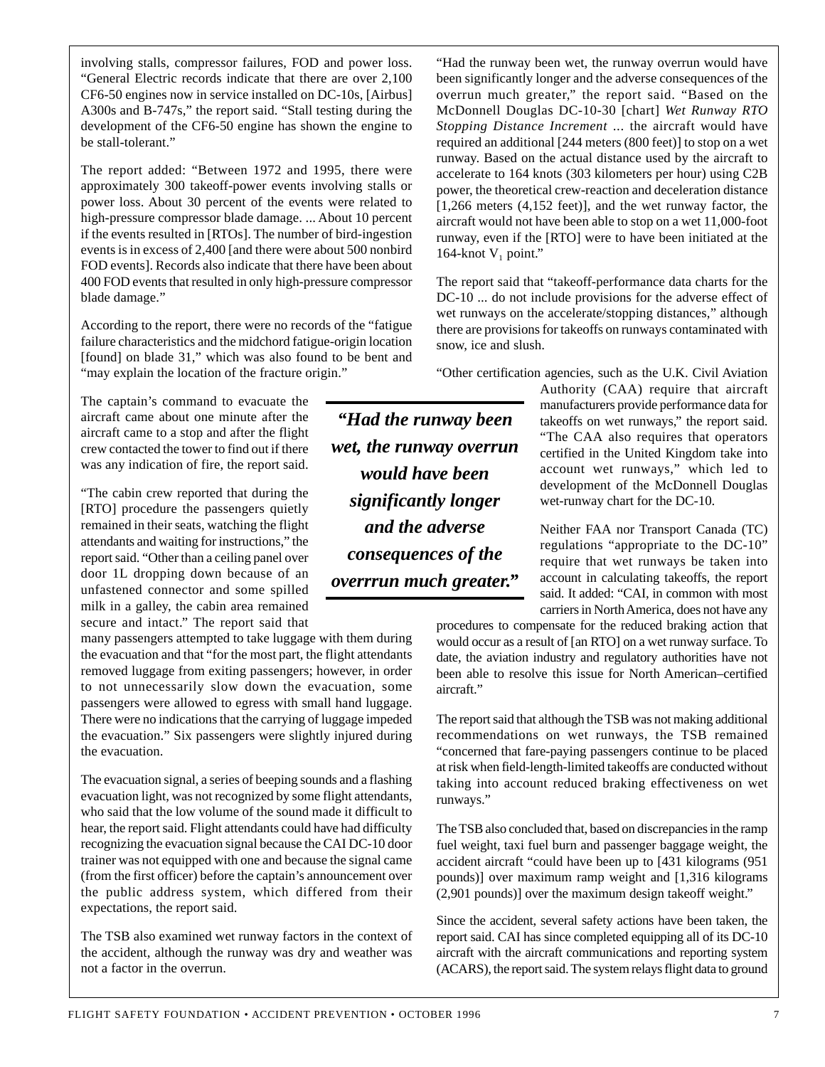involving stalls, compressor failures, FOD and power loss. "General Electric records indicate that there are over 2,100 CF6-50 engines now in service installed on DC-10s, [Airbus] A300s and B-747s," the report said. "Stall testing during the development of the CF6-50 engine has shown the engine to be stall-tolerant."

The report added: "Between 1972 and 1995, there were approximately 300 takeoff-power events involving stalls or power loss. About 30 percent of the events were related to high-pressure compressor blade damage. ... About 10 percent if the events resulted in [RTOs]. The number of bird-ingestion events is in excess of 2,400 [and there were about 500 nonbird FOD events]. Records also indicate that there have been about 400 FOD events that resulted in only high-pressure compressor blade damage."

According to the report, there were no records of the "fatigue failure characteristics and the midchord fatigue-origin location [found] on blade 31," which was also found to be bent and "may explain the location of the fracture origin."

The captain's command to evacuate the aircraft came about one minute after the aircraft came to a stop and after the flight crew contacted the tower to find out if there was any indication of fire, the report said.

"The cabin crew reported that during the [RTO] procedure the passengers quietly remained in their seats, watching the flight attendants and waiting for instructions," the report said. "Other than a ceiling panel over door 1L dropping down because of an unfastened connector and some spilled milk in a galley, the cabin area remained secure and intact." The report said that many passengers attempted to take luggage with them during the evacuation and that "for the most part, the flight attendants removed luggage from exiting passengers; however, in order to not unnecessarily slow down the evacuation, some passengers were allowed to egress with small hand luggage. There were no indications that the carrying of luggage impeded the evacuation." Six passengers were slightly injured during the evacuation.

The evacuation signal, a series of beeping sounds and a flashing evacuation light, was not recognized by some flight attendants, who said that the low volume of the sound made it difficult to hear, the report said. Flight attendants could have had difficulty recognizing the evacuation signal because the CAI DC-10 door trainer was not equipped with one and because the signal came (from the first officer) before the captain's announcement over the public address system, which differed from their expectations, the report said.

The TSB also examined wet runway factors in the context of the accident, although the runway was dry and weather was not a factor in the overrun.

"Had the runway been wet, the runway overrun would have been significantly longer and the adverse consequences of the overrun much greater," the report said. "Based on the McDonnell Douglas DC-10-30 [chart] *Wet Runway RTO Stopping Distance Increment* ... the aircraft would have required an additional [244 meters (800 feet)] to stop on a wet runway. Based on the actual distance used by the aircraft to accelerate to 164 knots (303 kilometers per hour) using C2B power, the theoretical crew-reaction and deceleration distance [1,266 meters (4,152 feet)], and the wet runway factor, the aircraft would not have been able to stop on a wet 11,000-foot runway, even if the [RTO] were to have been initiated at the 164-knot $V_1$ point."

The report said that "takeoff-performance data charts for the DC-10 ... do not include provisions for the adverse effect of wet runways on the accelerate/stopping distances," although there are provisions for takeoffs on runways contaminated with snow, ice and slush.

"Other certification agencies, such as the U.K. Civil Aviation Authority (CAA) require that aircraft manufacturers provide performance data for takeoffs on wet runways," the report said. "The CAA also requires that operators certified in the United Kingdom take into account wet runways," which led to development of the McDonnell Douglas wet-runway chart for the DC-10.

> ***"Had the runway been wet, the runway overrun would have been significantly longer and the adverse consequences of the overrun much greater."***

Neither FAA nor Transport Canada (TC) regulations "appropriate to the DC-10" require that wet runways be taken into account in calculating takeoffs, the report said. It added: "CAI, in common with most carriers in North America, does not have any procedures to compensate for the reduced braking action that would occur as a result of [an RTO] on a wet runway surface. To date, the aviation industry and regulatory authorities have not been able to resolve this issue for North American–certified aircraft."

The report said that although the TSB was not making additional recommendations on wet runways, the TSB remained "concerned that fare-paying passengers continue to be placed at risk when field-length-limited takeoffs are conducted without taking into account reduced braking effectiveness on wet runways."

The TSB also concluded that, based on discrepancies in the ramp fuel weight, taxi fuel burn and passenger baggage weight, the accident aircraft "could have been up to [431 kilograms (951 pounds)] over maximum ramp weight and [1,316 kilograms (2,901 pounds)] over the maximum design takeoff weight."

Since the accident, several safety actions have been taken, the report said. CAI has since completed equipping all of its DC-10 aircraft with the aircraft communications and reporting system (ACARS), the report said. The system relays flight data to ground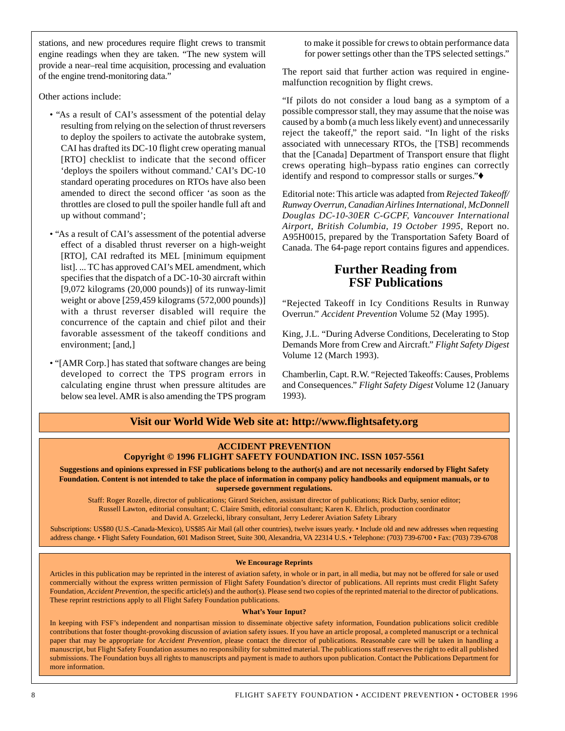stations, and new procedures require flight crews to transmit engine readings when they are taken. "The new system will provide a near–real time acquisition, processing and evaluation of the engine trend-monitoring data."

Other actions include:

- "As a result of CAI's assessment of the potential delay resulting from relying on the selection of thrust reversers to deploy the spoilers to activate the autobrake system, CAI has drafted its DC-10 flight crew operating manual [RTO] checklist to indicate that the second officer 'deploys the spoilers without command.' CAI's DC-10 standard operating procedures on RTOs have also been amended to direct the second officer 'as soon as the throttles are closed to pull the spoiler handle full aft and up without command';
- "As a result of CAI's assessment of the potential adverse effect of a disabled thrust reverser on a high-weight [RTO], CAI redrafted its MEL [minimum equipment list]. ... TC has approved CAI's MEL amendment, which specifies that the dispatch of a DC-10-30 aircraft within [9,072 kilograms (20,000 pounds)] of its runway-limit weight or above [259,459 kilograms (572,000 pounds)] with a thrust reverser disabled will require the concurrence of the captain and chief pilot and their favorable assessment of the takeoff conditions and environment; [and,]
- "[AMR Corp.] has stated that software changes are being developed to correct the TPS program errors in calculating engine thrust when pressure altitudes are below sea level. AMR is also amending the TPS program to make it possible for crews to obtain performance data for power settings other than the TPS selected settings."

The report said that further action was required in engine-malfunction recognition by flight crews.

"If pilots do not consider a loud bang as a symptom of a possible compressor stall, they may assume that the noise was caused by a bomb (a much less likely event) and unnecessarily reject the takeoff," the report said. "In light of the risks associated with unnecessary RTOs, the [TSB] recommends that the [Canada] Department of Transport ensure that flight crews operating high–bypass ratio engines can correctly identify and respond to compressor stalls or surges."♦

Editorial note: This article was adapted from *Rejected Takeoff/Runway Overrun, Canadian Airlines International, McDonnell Douglas DC-10-30ER C-GCPF, Vancouver International Airport, British Columbia, 19 October 1995*, Report no. A95H0015, prepared by the Transportation Safety Board of Canada. The 64-page report contains figures and appendices.

## Further Reading from FSF Publications

"Rejected Takeoff in Icy Conditions Results in Runway Overrun." *Accident Prevention* Volume 52 (May 1995).

King, J.L. "During Adverse Conditions, Decelerating to Stop Demands More from Crew and Aircraft." *Flight Safety Digest* Volume 12 (March 1993).

Chamberlin, Capt. R.W. "Rejected Takeoffs: Causes, Problems and Consequences." *Flight Safety Digest* Volume 12 (January 1993).

**Visit our World Wide Web site at: http://www.flightsafety.org**

**ACCIDENT PREVENTION**
**Copyright © 1996 FLIGHT SAFETY FOUNDATION INC. ISSN 1057-5561**

**Suggestions and opinions expressed in FSF publications belong to the author(s) and are not necessarily endorsed by Flight Safety Foundation. Content is not intended to take the place of information in company policy handbooks and equipment manuals, or to supersede government regulations.**

Staff: Roger Rozelle, director of publications; Girard Steichen, assistant director of publications; Rick Darby, senior editor; Russell Lawton, editorial consultant; C. Claire Smith, editorial consultant; Karen K. Ehrlich, production coordinator and David A. Grzelecki, library consultant, Jerry Lederer Aviation Safety Library

Subscriptions: US$80 (U.S.-Canada-Mexico), US$85 Air Mail (all other countries), twelve issues yearly. • Include old and new addresses when requesting address change. • Flight Safety Foundation, 601 Madison Street, Suite 300, Alexandria, VA 22314 U.S. • Telephone: (703) 739-6700 • Fax: (703) 739-6708

**We Encourage Reprints**

Articles in this publication may be reprinted in the interest of aviation safety, in whole or in part, in all media, but may not be offered for sale or used commercially without the express written permission of Flight Safety Foundation's director of publications. All reprints must credit Flight Safety Foundation, *Accident Prevention*, the specific article(s) and the author(s). Please send two copies of the reprinted material to the director of publications. These reprint restrictions apply to all Flight Safety Foundation publications.

**What's Your Input?**

In keeping with FSF's independent and nonpartisan mission to disseminate objective safety information, Foundation publications solicit credible contributions that foster thought-provoking discussion of aviation safety issues. If you have an article proposal, a completed manuscript or a technical paper that may be appropriate for *Accident Prevention*, please contact the director of publications. Reasonable care will be taken in handling a manuscript, but Flight Safety Foundation assumes no responsibility for submitted material. The publications staff reserves the right to edit all published submissions. The Foundation buys all rights to manuscripts and payment is made to authors upon publication. Contact the Publications Department for more information.